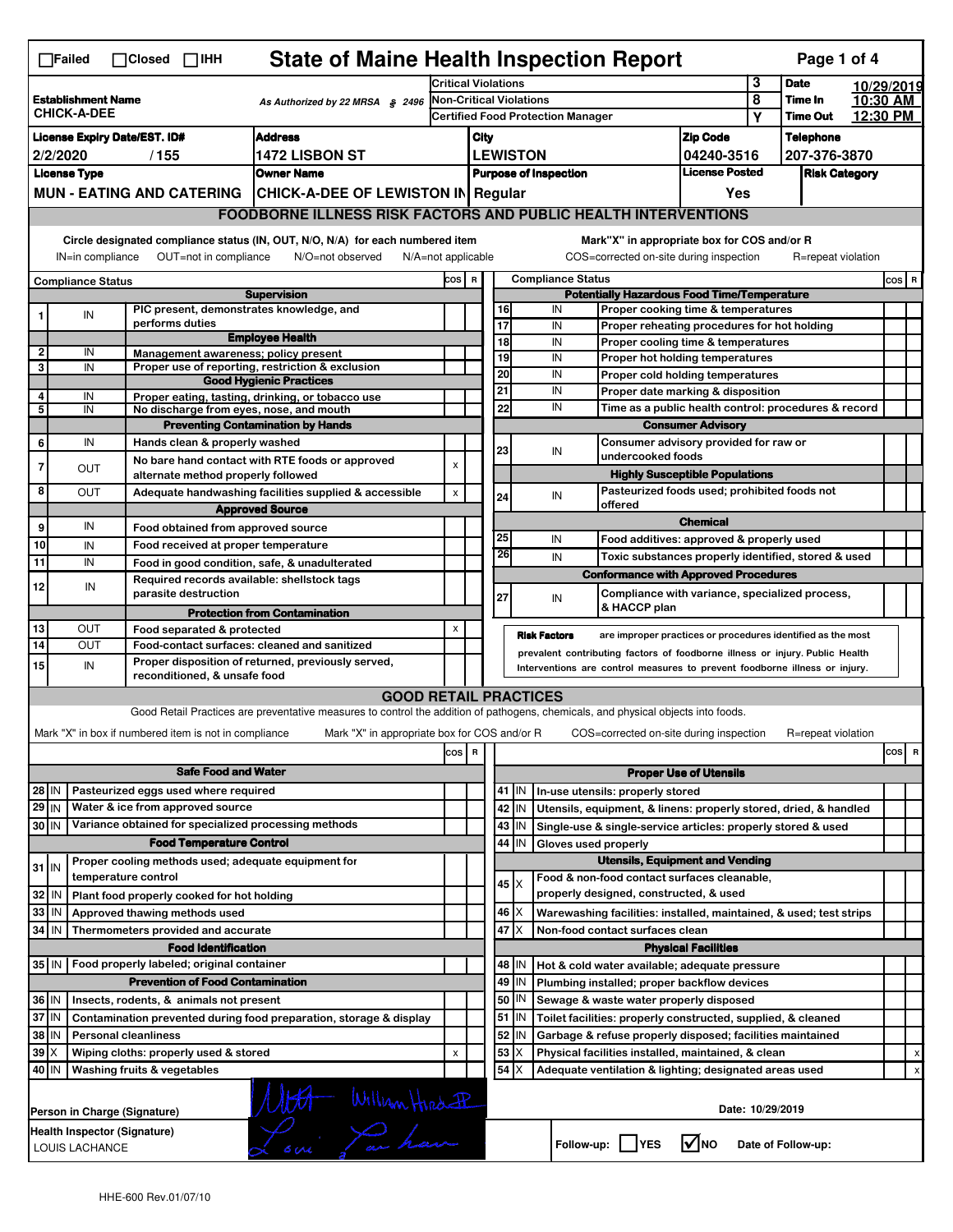# State of Maine Health Inspection Report

☐Failed ☐Closed ☐IHH

| Establishment Name | As Authorized by 22 MRSA § 2496 | | | |
|---|---|---|---|---|
| CHICK-A-DEE | | Critical Violations | 3 | Date 10/29/2019 |
| | | Non-Critical Violations | 8 | Time In 10:30 AM |
| | | Certified Food Protection Manager | Y | Time Out 12:30 PM |

| License Expiry Date/EST. ID# | Address | City | Zip Code | Telephone |
|---|---|---|---|---|
| 2/2/2020 / 155 | 1472 LISBON ST | LEWISTON | 04240-3516 | 207-376-3870 |

| License Type | Owner Name | Purpose of Inspection | License Posted | Risk Category |
|---|---|---|---|---|
| MUN - EATING AND CATERING | CHICK-A-DEE OF LEWISTON IN | Regular | Yes | |

## FOODBORNE ILLNESS RISK FACTORS AND PUBLIC HEALTH INTERVENTIONS

Circle designated compliance status (IN, OUT, N/O, N/A) for each numbered item. IN=in compliance OUT=not in compliance N/O=not observed N/A=not applicable

Mark "X" in appropriate box for COS and/or R. COS=corrected on-site during inspection R=repeat violation

| # | Compliance Status | | COS | R |
|---|---|---|---|---|
| | | **Supervision** | | |
| 1 | IN | PIC present, demonstrates knowledge, and performs duties | | |
| | | **Employee Health** | | |
| 2 | IN | Management awareness; policy present | | |
| 3 | IN | Proper use of reporting, restriction & exclusion | | |
| | | **Good Hygienic Practices** | | |
| 4 | IN | Proper eating, tasting, drinking, or tobacco use | | |
| 5 | IN | No discharge from eyes, nose, and mouth | | |
| | | **Preventing Contamination by Hands** | | |
| 6 | IN | Hands clean & properly washed | | |
| 7 | OUT | No bare hand contact with RTE foods or approved alternate method properly followed | x | |
| 8 | OUT | Adequate handwashing facilities supplied & accessible | x | |
| | | **Approved Source** | | |
| 9 | IN | Food obtained from approved source | | |
| 10 | IN | Food received at proper temperature | | |
| 11 | IN | Food in good condition, safe, & unadulterated | | |
| 12 | IN | Required records available: shellstock tags parasite destruction | | |
| | | **Protection from Contamination** | | |
| 13 | OUT | Food separated & protected | x | |
| 14 | OUT | Food-contact surfaces: cleaned and sanitized | | |
| 15 | IN | Proper disposition of returned, previously served, reconditioned, & unsafe food | | |
| | | **Potentially Hazardous Food Time/Temperature** | | |
| 16 | IN | Proper cooking time & temperatures | | |
| 17 | IN | Proper reheating procedures for hot holding | | |
| 18 | IN | Proper cooling time & temperatures | | |
| 19 | IN | Proper hot holding temperatures | | |
| 20 | IN | Proper cold holding temperatures | | |
| 21 | IN | Proper date marking & disposition | | |
| 22 | IN | Time as a public health control: procedures & record | | |
| | | **Consumer Advisory** | | |
| 23 | IN | Consumer advisory provided for raw or undercooked foods | | |
| | | **Highly Susceptible Populations** | | |
| 24 | IN | Pasteurized foods used; prohibited foods not offered | | |
| | | **Chemical** | | |
| 25 | IN | Food additives: approved & properly used | | |
| 26 | IN | Toxic substances properly identified, stored & used | | |
| | | **Conformance with Approved Procedures** | | |
| 27 | IN | Compliance with variance, specialized process, & HACCP plan | | |

**Risk Factors** are improper practices or procedures identified as the most prevalent contributing factors of foodborne illness or injury. Public Health Interventions are control measures to prevent foodborne illness or injury.

## GOOD RETAIL PRACTICES

Good Retail Practices are preventative measures to control the addition of pathogens, chemicals, and physical objects into foods.

Mark "X" in box if numbered item is not in compliance. Mark "X" in appropriate box for COS and/or R. COS=corrected on-site during inspection R=repeat violation

| # | Status | | COS | R |
|---|---|---|---|---|
| | | **Safe Food and Water** | | |
| 28 | IN | Pasteurized eggs used where required | | |
| 29 | IN | Water & ice from approved source | | |
| 30 | IN | Variance obtained for specialized processing methods | | |
| | | **Food Temperature Control** | | |
| 31 | IN | Proper cooling methods used; adequate equipment for temperature control | | |
| 32 | IN | Plant food properly cooked for hot holding | | |
| 33 | IN | Approved thawing methods used | | |
| 34 | IN | Thermometers provided and accurate | | |
| | | **Food Identification** | | |
| 35 | IN | Food properly labeled; original container | | |
| | | **Prevention of Food Contamination** | | |
| 36 | IN | Insects, rodents, & animals not present | | |
| 37 | IN | Contamination prevented during food preparation, storage & display | | |
| 38 | IN | Personal cleanliness | | |
| 39 | X | Wiping cloths: properly used & stored | x | |
| 40 | IN | Washing fruits & vegetables | | |
| | | **Proper Use of Utensils** | | |
| 41 | IN | In-use utensils: properly stored | | |
| 42 | IN | Utensils, equipment, & linens: properly stored, dried, & handled | | |
| 43 | IN | Single-use & single-service articles: properly stored & used | | |
| 44 | IN | Gloves used properly | | |
| | | **Utensils, Equipment and Vending** | | |
| 45 | X | Food & non-food contact surfaces cleanable, properly designed, constructed, & used | | |
| 46 | X | Warewashing facilities: installed, maintained, & used; test strips | | |
| 47 | X | Non-food contact surfaces clean | | |
| | | **Physical Facilities** | | |
| 48 | IN | Hot & cold water available; adequate pressure | | |
| 49 | IN | Plumbing installed; proper backflow devices | | |
| 50 | IN | Sewage & waste water properly disposed | | |
| 51 | IN | Toilet facilities: properly constructed, supplied, & cleaned | | |
| 52 | IN | Garbage & refuse properly disposed; facilities maintained | | |
| 53 | X | Physical facilities installed, maintained, & clean | | x |
| 54 | X | Adequate ventilation & lighting; designated areas used | | x |

Person in Charge (Signature): William Hird [signature]

Date: 10/29/2019

Health Inspector (Signature): LOUIS LACHANCE [signature]

Follow-up: ☐YES ☑NO Date of Follow-up:

HHE-600 Rev.01/07/10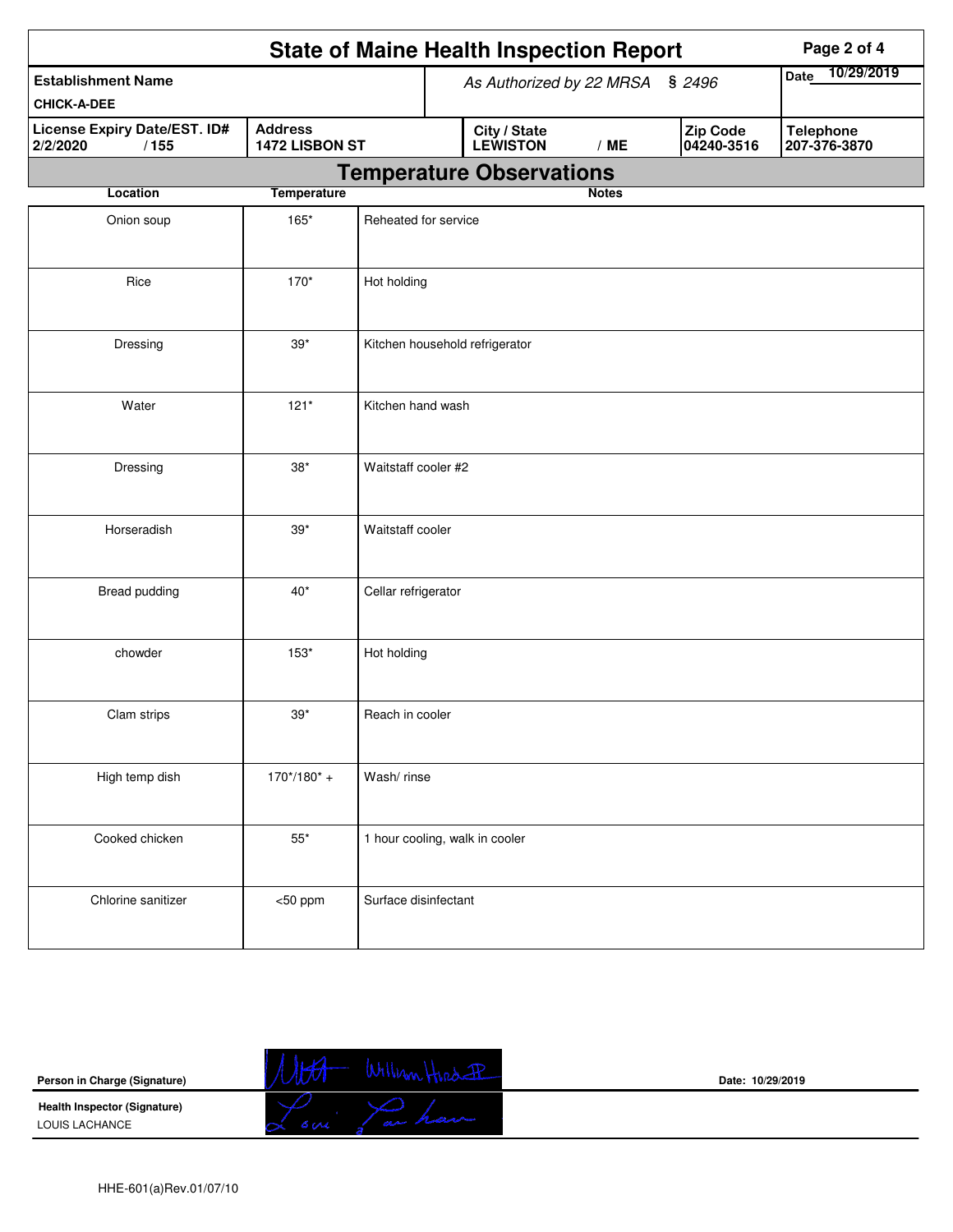# State of Maine Health Inspection Report

| Establishment Name | As Authorized by 22 MRSA § 2496 | | | Date 10/29/2019 |
|---|---|---|---|---|
| CHICK-A-DEE | | | | |
| **License Expiry Date/EST. ID#** 2/2/2020 / 155 | **Address** 1472 LISBON ST | **City / State** LEWISTON / ME | **Zip Code** 04240-3516 | **Telephone** 207-376-3870 |

## Temperature Observations

| Location | Temperature | Notes |
|---|---|---|
| Onion soup | 165* | Reheated for service |
| Rice | 170* | Hot holding |
| Dressing | 39* | Kitchen household refrigerator |
| Water | 121* | Kitchen hand wash |
| Dressing | 38* | Waitstaff cooler #2 |
| Horseradish | 39* | Waitstaff cooler |
| Bread pudding | 40* | Cellar refrigerator |
| chowder | 153* | Hot holding |
| Clam strips | 39* | Reach in cooler |
| High temp dish | 170*/180* + | Wash/ rinse |
| Cooked chicken | 55* | 1 hour cooling, walk in cooler |
| Chlorine sanitizer | <50 ppm | Surface disinfectant |

**Person in Charge (Signature)** William Hirsch III — Date: 10/29/2019

**Health Inspector (Signature)**
LOUIS LACHANCE

HHE-601(a)Rev.01/07/10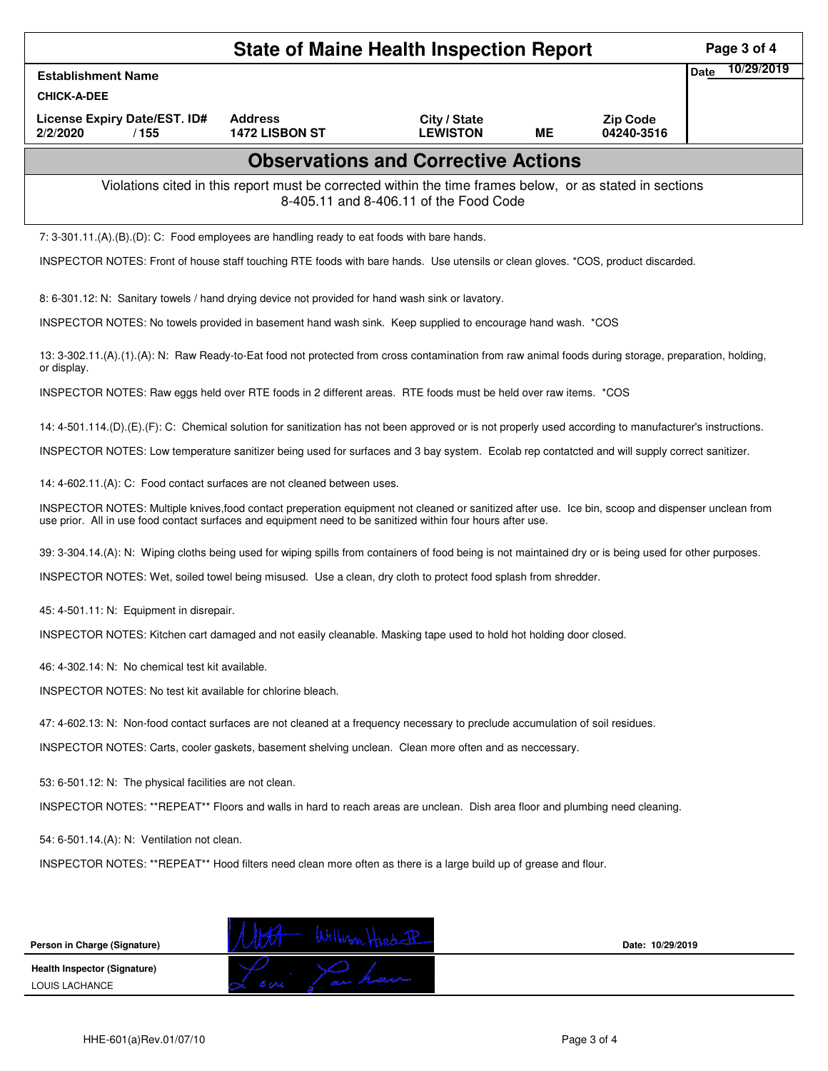# State of Maine Health Inspection Report

| Establishment Name | | | | | Date 10/29/2019 |
|---|---|---|---|---|---|
| CHICK-A-DEE | | | | | |
| License Expiry Date/EST. ID# | Address | City / State | | Zip Code | |
| 2/2/2020 / 155 | 1472 LISBON ST | LEWISTON | ME | 04240-3516 | |

## Observations and Corrective Actions

Violations cited in this report must be corrected within the time frames below, or as stated in sections 8-405.11 and 8-406.11 of the Food Code

7: 3-301.11.(A).(B).(D): C: Food employees are handling ready to eat foods with bare hands.

INSPECTOR NOTES: Front of house staff touching RTE foods with bare hands. Use utensils or clean gloves. *COS, product discarded.

8: 6-301.12: N: Sanitary towels / hand drying device not provided for hand wash sink or lavatory.

INSPECTOR NOTES: No towels provided in basement hand wash sink. Keep supplied to encourage hand wash. *COS

13: 3-302.11.(A).(1).(A): N: Raw Ready-to-Eat food not protected from cross contamination from raw animal foods during storage, preparation, holding, or display.

INSPECTOR NOTES: Raw eggs held over RTE foods in 2 different areas. RTE foods must be held over raw items. *COS

14: 4-501.114.(D).(E).(F): C: Chemical solution for sanitization has not been approved or is not properly used according to manufacturer's instructions.

INSPECTOR NOTES: Low temperature sanitizer being used for surfaces and 3 bay system. Ecolab rep contatcted and will supply correct sanitizer.

14: 4-602.11.(A): C: Food contact surfaces are not cleaned between uses.

INSPECTOR NOTES: Multiple knives,food contact preperation equipment not cleaned or sanitized after use. Ice bin, scoop and dispenser unclean from use prior. All in use food contact surfaces and equipment need to be sanitized within four hours after use.

39: 3-304.14.(A): N: Wiping cloths being used for wiping spills from containers of food being is not maintained dry or is being used for other purposes.

INSPECTOR NOTES: Wet, soiled towel being misused. Use a clean, dry cloth to protect food splash from shredder.

45: 4-501.11: N: Equipment in disrepair.

INSPECTOR NOTES: Kitchen cart damaged and not easily cleanable. Masking tape used to hold hot holding door closed.

46: 4-302.14: N: No chemical test kit available.

INSPECTOR NOTES: No test kit available for chlorine bleach.

47: 4-602.13: N: Non-food contact surfaces are not cleaned at a frequency necessary to preclude accumulation of soil residues.

INSPECTOR NOTES: Carts, cooler gaskets, basement shelving unclean. Clean more often and as neccessary.

53: 6-501.12: N: The physical facilities are not clean.

INSPECTOR NOTES: **REPEAT** Floors and walls in hard to reach areas are unclean. Dish area floor and plumbing need cleaning.

54: 6-501.14.(A): N: Ventilation not clean.

INSPECTOR NOTES: **REPEAT** Hood filters need clean more often as there is a large build up of grease and flour.

| | | |
|---|---|---|
| Person in Charge (Signature) | [signature] | Date: 10/29/2019 |
| Health Inspector (Signature) LOUIS LACHANCE | [signature] | |

HHE-601(a)Rev.01/07/10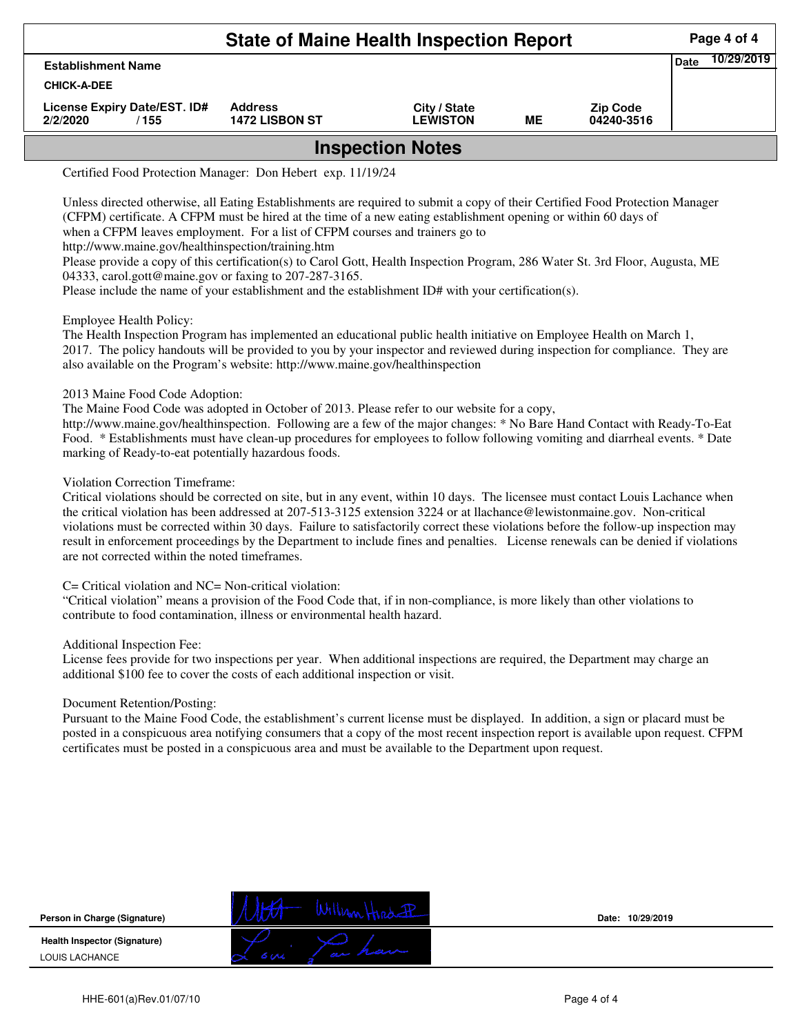# State of Maine Health Inspection Report

| | | | | | |
|---|---|---|---|---|---|
| **Establishment Name** | | | | | **Date** 10/29/2019 |
| **CHICK-A-DEE** | | | | | |
| **License Expiry Date/EST. ID#** 2/2/2020 / 155 | **Address** 1472 LISBON ST | **City / State** LEWISTON | ME | **Zip Code** 04240-3516 | |

## Inspection Notes

Certified Food Protection Manager: Don Hebert exp. 11/19/24

Unless directed otherwise, all Eating Establishments are required to submit a copy of their Certified Food Protection Manager (CFPM) certificate. A CFPM must be hired at the time of a new eating establishment opening or within 60 days of when a CFPM leaves employment. For a list of CFPM courses and trainers go to http://www.maine.gov/healthinspection/training.htm
Please provide a copy of this certification(s) to Carol Gott, Health Inspection Program, 286 Water St. 3rd Floor, Augusta, ME 04333, carol.gott@maine.gov or faxing to 207-287-3165.
Please include the name of your establishment and the establishment ID# with your certification(s).

Employee Health Policy:
The Health Inspection Program has implemented an educational public health initiative on Employee Health on March 1, 2017. The policy handouts will be provided to you by your inspector and reviewed during inspection for compliance. They are also available on the Program's website: http://www.maine.gov/healthinspection

2013 Maine Food Code Adoption:
The Maine Food Code was adopted in October of 2013. Please refer to our website for a copy, http://www.maine.gov/healthinspection. Following are a few of the major changes: * No Bare Hand Contact with Ready-To-Eat Food. * Establishments must have clean-up procedures for employees to follow following vomiting and diarrheal events. * Date marking of Ready-to-eat potentially hazardous foods.

Violation Correction Timeframe:
Critical violations should be corrected on site, but in any event, within 10 days. The licensee must contact Louis Lachance when the critical violation has been addressed at 207-513-3125 extension 3224 or at llachance@lewistonmaine.gov. Non-critical violations must be corrected within 30 days. Failure to satisfactorily correct these violations before the follow-up inspection may result in enforcement proceedings by the Department to include fines and penalties. License renewals can be denied if violations are not corrected within the noted timeframes.

C= Critical violation and NC= Non-critical violation:
"Critical violation" means a provision of the Food Code that, if in non-compliance, is more likely than other violations to contribute to food contamination, illness or environmental health hazard.

Additional Inspection Fee:
License fees provide for two inspections per year. When additional inspections are required, the Department may charge an additional $100 fee to cover the costs of each additional inspection or visit.

Document Retention/Posting:
Pursuant to the Maine Food Code, the establishment's current license must be displayed. In addition, a sign or placard must be posted in a conspicuous area notifying consumers that a copy of the most recent inspection report is available upon request. CFPM certificates must be posted in a conspicuous area and must be available to the Department upon request.

| | | |
|---|---|---|
| **Person in Charge (Signature)** | [signature] William Hird | **Date:** 10/29/2019 |
| **Health Inspector (Signature)** LOUIS LACHANCE | [signature] Louis Lachance | |

HHE-601(a)Rev.01/07/10